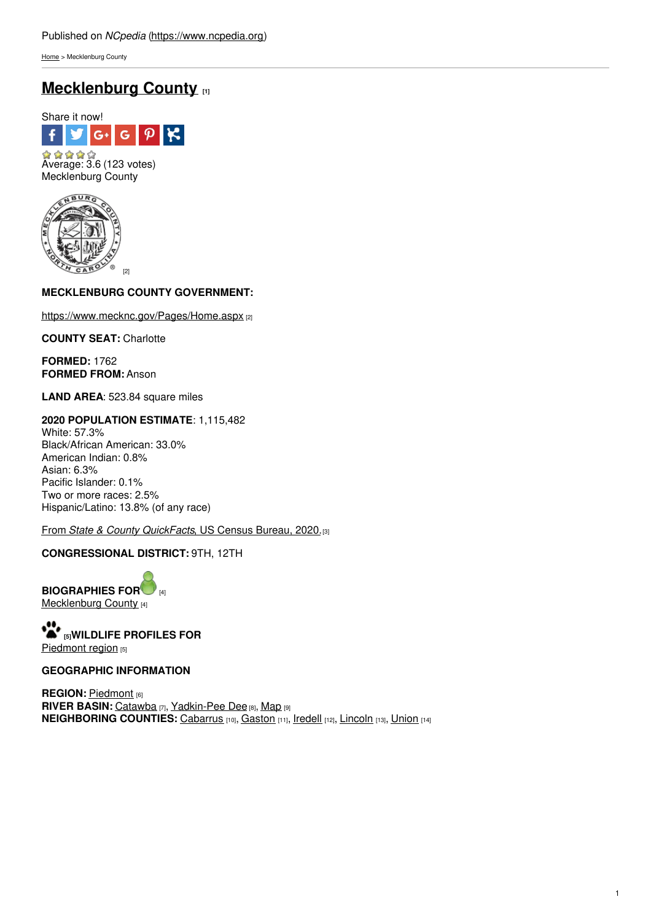Published on *NCpedia* (https://www.ncpedia.org)

Home > Mecklenburg County

# Mecklenburg County [1]

Share it now!

Average: 3.6 (123 votes)
Mecklenburg County

[2]

**MECKLENBURG COUNTY GOVERNMENT:**

https://www.mecknc.gov/Pages/Home.aspx [2]

**COUNTY SEAT:** Charlotte

**FORMED:** 1762
**FORMED FROM:** Anson

**LAND AREA**: 523.84 square miles

**2020 POPULATION ESTIMATE**: 1,115,482
White: 57.3%
Black/African American: 33.0%
American Indian: 0.8%
Asian: 6.3%
Pacific Islander: 0.1%
Two or more races: 2.5%
Hispanic/Latino: 13.8% (of any race)

From *State & County QuickFacts*, US Census Bureau, 2020. [3]

**CONGRESSIONAL DISTRICT:** 9TH, 12TH

**BIOGRAPHIES FOR** [4]
Mecklenburg County [4]

[5]**WILDLIFE PROFILES FOR**
Piedmont region [5]

**GEOGRAPHIC INFORMATION**

**REGION:** Piedmont [6]
**RIVER BASIN:** Catawba [7], Yadkin-Pee Dee [8], Map [9]
**NEIGHBORING COUNTIES:** Cabarrus [10], Gaston [11], Iredell [12], Lincoln [13], Union [14]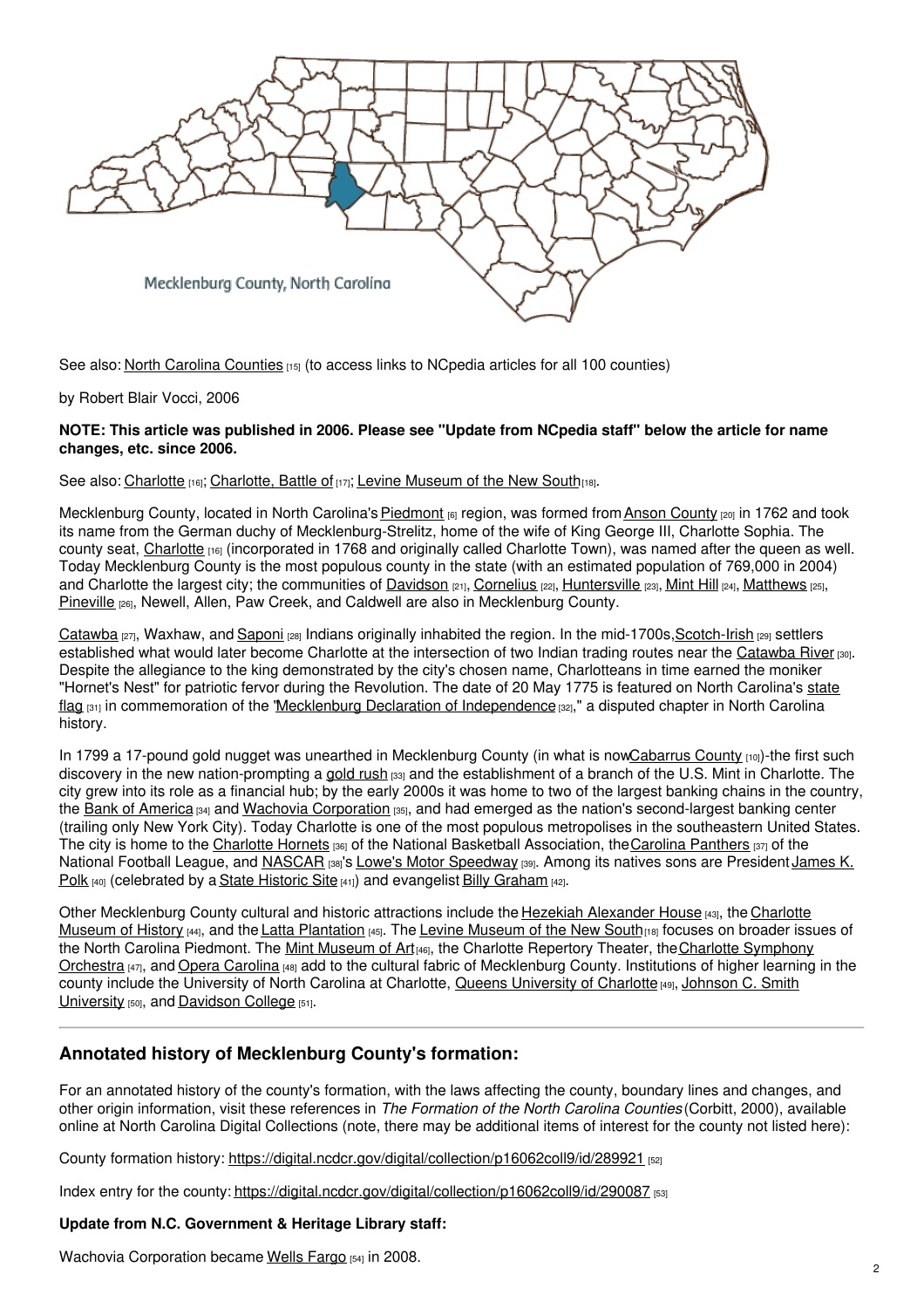Mecklenburg County, North Carolina

See also: North Carolina Counties [15] (to access links to NCpedia articles for all 100 counties)

by Robert Blair Vocci, 2006

**NOTE: This article was published in 2006. Please see "Update from NCpedia staff" below the article for name changes, etc. since 2006.**

See also: Charlotte [16]; Charlotte, Battle of [17]; Levine Museum of the New South [18].

Mecklenburg County, located in North Carolina's Piedmont [6] region, was formed from Anson County [20] in 1762 and took its name from the German duchy of Mecklenburg-Strelitz, home of the wife of King George III, Charlotte Sophia. The county seat, Charlotte [16] (incorporated in 1768 and originally called Charlotte Town), was named after the queen as well. Today Mecklenburg County is the most populous county in the state (with an estimated population of 769,000 in 2004) and Charlotte the largest city; the communities of Davidson [21], Cornelius [22], Huntersville [23], Mint Hill [24], Matthews [25], Pineville [26], Newell, Allen, Paw Creek, and Caldwell are also in Mecklenburg County.

Catawba [27], Waxhaw, and Saponi [28] Indians originally inhabited the region. In the mid-1700s, Scotch-Irish [29] settlers established what would later become Charlotte at the intersection of two Indian trading routes near the Catawba River [30]. Despite the allegiance to the king demonstrated by the city's chosen name, Charlotteans in time earned the moniker "Hornet's Nest" for patriotic fervor during the Revolution. The date of 20 May 1775 is featured on North Carolina's state flag [31] in commemoration of the "Mecklenburg Declaration of Independence [32]," a disputed chapter in North Carolina history.

In 1799 a 17-pound gold nugget was unearthed in Mecklenburg County (in what is now Cabarrus County [10])-the first such discovery in the new nation-prompting a gold rush [33] and the establishment of a branch of the U.S. Mint in Charlotte. The city grew into its role as a financial hub; by the early 2000s it was home to two of the largest banking chains in the country, the Bank of America [34] and Wachovia Corporation [35], and had emerged as the nation's second-largest banking center (trailing only New York City). Today Charlotte is one of the most populous metropolises in the southeastern United States. The city is home to the Charlotte Hornets [36] of the National Basketball Association, the Carolina Panthers [37] of the National Football League, and NASCAR [38]'s Lowe's Motor Speedway [39]. Among its natives sons are President James K. Polk [40] (celebrated by a State Historic Site [41]) and evangelist Billy Graham [42].

Other Mecklenburg County cultural and historic attractions include the Hezekiah Alexander House [43], the Charlotte Museum of History [44], and the Latta Plantation [45]. The Levine Museum of the New South [18] focuses on broader issues of the North Carolina Piedmont. The Mint Museum of Art [46], the Charlotte Repertory Theater, the Charlotte Symphony Orchestra [47], and Opera Carolina [48] add to the cultural fabric of Mecklenburg County. Institutions of higher learning in the county include the University of North Carolina at Charlotte, Queens University of Charlotte [49], Johnson C. Smith University [50], and Davidson College [51].

## Annotated history of Mecklenburg County's formation:

For an annotated history of the county's formation, with the laws affecting the county, boundary lines and changes, and other origin information, visit these references in *The Formation of the North Carolina Counties* (Corbitt, 2000), available online at North Carolina Digital Collections (note, there may be additional items of interest for the county not listed here):

County formation history: https://digital.ncdcr.gov/digital/collection/p16062coll9/id/289921 [52]

Index entry for the county: https://digital.ncdcr.gov/digital/collection/p16062coll9/id/290087 [53]

**Update from N.C. Government & Heritage Library staff:**

Wachovia Corporation became Wells Fargo [54] in 2008.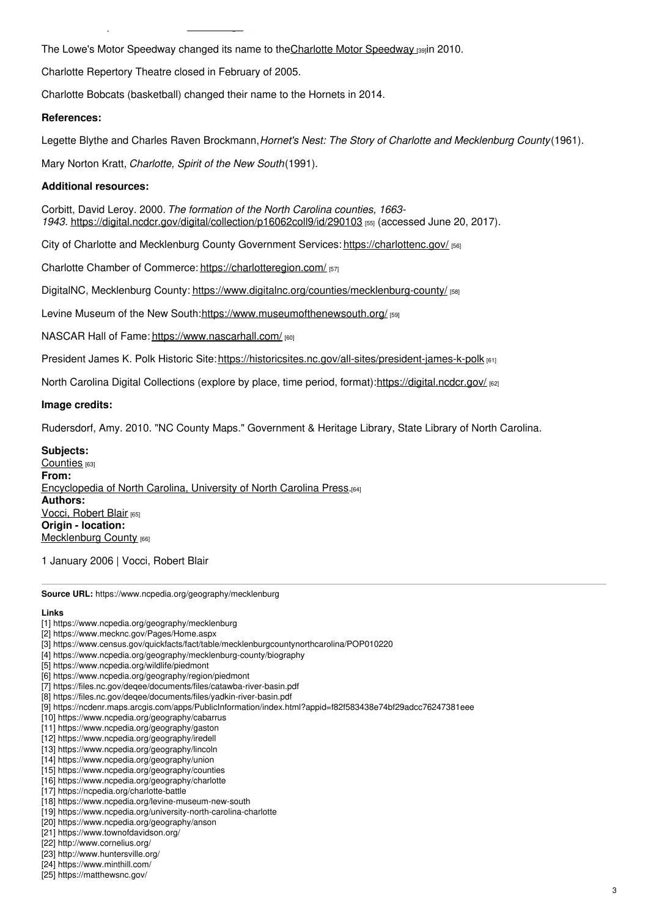The Lowe's Motor Speedway changed its name to the[Charlotte Motor Speedway](#) [39] in 2010.

Charlotte Repertory Theatre closed in February of 2005.

Charlotte Bobcats (basketball) changed their name to the Hornets in 2014.

**References:**

Legette Blythe and Charles Raven Brockmann, *Hornet's Nest: The Story of Charlotte and Mecklenburg County* (1961).

Mary Norton Kratt, *Charlotte, Spirit of the New South* (1991).

**Additional resources:**

Corbitt, David Leroy. 2000. *The formation of the North Carolina counties, 1663-1943*. https://digital.ncdcr.gov/digital/collection/p16062coll9/id/290103 [55] (accessed June 20, 2017).

City of Charlotte and Mecklenburg County Government Services: https://charlottenc.gov/ [56]

Charlotte Chamber of Commerce: https://charlotteregion.com/ [57]

DigitalNC, Mecklenburg County: https://www.digitalnc.org/counties/mecklenburg-county/ [58]

Levine Museum of the New South: https://www.museumofthenewsouth.org/ [59]

NASCAR Hall of Fame: https://www.nascarhall.com/ [60]

President James K. Polk Historic Site: https://historicsites.nc.gov/all-sites/president-james-k-polk [61]

North Carolina Digital Collections (explore by place, time period, format): https://digital.ncdcr.gov/ [62]

**Image credits:**

Rudersdorf, Amy. 2010. "NC County Maps." Government & Heritage Library, State Library of North Carolina.

**Subjects:**
Counties [63]
**From:**
Encyclopedia of North Carolina, University of North Carolina Press. [64]
**Authors:**
Vocci, Robert Blair [65]
**Origin - location:**
Mecklenburg County [66]

1 January 2006 | Vocci, Robert Blair

**Source URL:** https://www.ncpedia.org/geography/mecklenburg

**Links**

[1] https://www.ncpedia.org/geography/mecklenburg
[2] https://www.mecknc.gov/Pages/Home.aspx
[3] https://www.census.gov/quickfacts/fact/table/mecklenburgcountynorthcarolina/POP010220
[4] https://www.ncpedia.org/geography/mecklenburg-county/biography
[5] https://www.ncpedia.org/wildlife/piedmont
[6] https://www.ncpedia.org/geography/region/piedmont
[7] https://files.nc.gov/deqee/documents/files/catawba-river-basin.pdf
[8] https://files.nc.gov/deqee/documents/files/yadkin-river-basin.pdf
[9] https://ncdenr.maps.arcgis.com/apps/PublicInformation/index.html?appid=f82f583438e74bf29adcc76247381eee
[10] https://www.ncpedia.org/geography/cabarrus
[11] https://www.ncpedia.org/geography/gaston
[12] https://www.ncpedia.org/geography/iredell
[13] https://www.ncpedia.org/geography/lincoln
[14] https://www.ncpedia.org/geography/union
[15] https://www.ncpedia.org/geography/counties
[16] https://www.ncpedia.org/geography/charlotte
[17] https://ncpedia.org/charlotte-battle
[18] https://www.ncpedia.org/levine-museum-new-south
[19] https://www.ncpedia.org/university-north-carolina-charlotte
[20] https://www.ncpedia.org/geography/anson
[21] https://www.townofdavidson.org/
[22] http://www.cornelius.org/
[23] http://www.huntersville.org/
[24] https://www.minthill.com/
[25] https://matthewsnc.gov/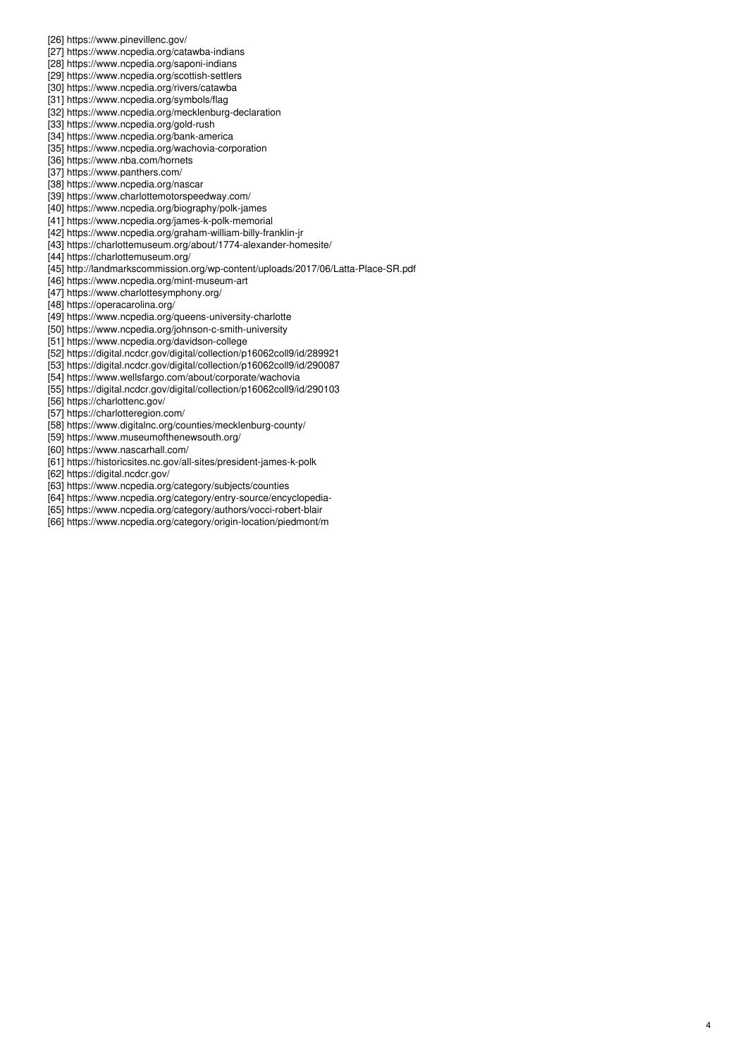[26] https://www.pinevillenc.gov/
[27] https://www.ncpedia.org/catawba-indians
[28] https://www.ncpedia.org/saponi-indians
[29] https://www.ncpedia.org/scottish-settlers
[30] https://www.ncpedia.org/rivers/catawba
[31] https://www.ncpedia.org/symbols/flag
[32] https://www.ncpedia.org/mecklenburg-declaration
[33] https://www.ncpedia.org/gold-rush
[34] https://www.ncpedia.org/bank-america
[35] https://www.ncpedia.org/wachovia-corporation
[36] https://www.nba.com/hornets
[37] https://www.panthers.com/
[38] https://www.ncpedia.org/nascar
[39] https://www.charlottemotorspeedway.com/
[40] https://www.ncpedia.org/biography/polk-james
[41] https://www.ncpedia.org/james-k-polk-memorial
[42] https://www.ncpedia.org/graham-william-billy-franklin-jr
[43] https://charlottemuseum.org/about/1774-alexander-homesite/
[44] https://charlottemuseum.org/
[45] http://landmarkscommission.org/wp-content/uploads/2017/06/Latta-Place-SR.pdf
[46] https://www.ncpedia.org/mint-museum-art
[47] https://www.charlottesymphony.org/
[48] https://operacarolina.org/
[49] https://www.ncpedia.org/queens-university-charlotte
[50] https://www.ncpedia.org/johnson-c-smith-university
[51] https://www.ncpedia.org/davidson-college
[52] https://digital.ncdcr.gov/digital/collection/p16062coll9/id/289921
[53] https://digital.ncdcr.gov/digital/collection/p16062coll9/id/290087
[54] https://www.wellsfargo.com/about/corporate/wachovia
[55] https://digital.ncdcr.gov/digital/collection/p16062coll9/id/290103
[56] https://charlottenc.gov/
[57] https://charlotteregion.com/
[58] https://www.digitalnc.org/counties/mecklenburg-county/
[59] https://www.museumofthenewsouth.org/
[60] https://www.nascarhall.com/
[61] https://historicsites.nc.gov/all-sites/president-james-k-polk
[62] https://digital.ncdcr.gov/
[63] https://www.ncpedia.org/category/subjects/counties
[64] https://www.ncpedia.org/category/entry-source/encyclopedia-
[65] https://www.ncpedia.org/category/authors/vocci-robert-blair
[66] https://www.ncpedia.org/category/origin-location/piedmont/m